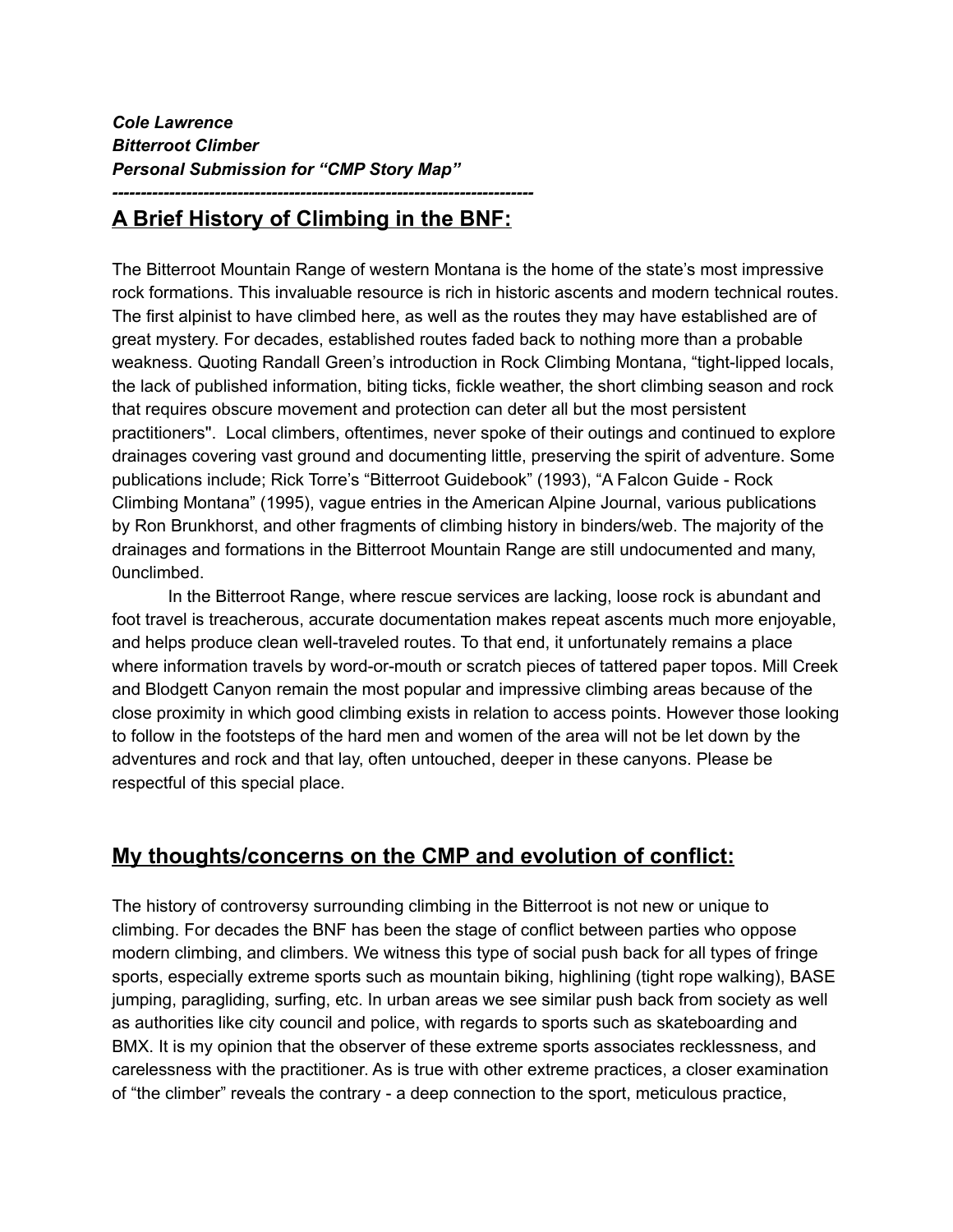***Cole Lawrence***
***Bitterroot Climber***
***Personal Submission for "CMP Story Map"***
***--------------------------------------------------------------------------***

## <u>A Brief History of Climbing in the BNF:</u>

The Bitterroot Mountain Range of western Montana is the home of the state's most impressive rock formations. This invaluable resource is rich in historic ascents and modern technical routes. The first alpinist to have climbed here, as well as the routes they may have established are of great mystery. For decades, established routes faded back to nothing more than a probable weakness. Quoting Randall Green's introduction in Rock Climbing Montana, "tight-lipped locals, the lack of published information, biting ticks, fickle weather, the short climbing season and rock that requires obscure movement and protection can deter all but the most persistent practitioners". Local climbers, oftentimes, never spoke of their outings and continued to explore drainages covering vast ground and documenting little, preserving the spirit of adventure. Some publications include; Rick Torre's "Bitterroot Guidebook" (1993), "A Falcon Guide - Rock Climbing Montana" (1995), vague entries in the American Alpine Journal, various publications by Ron Brunkhorst, and other fragments of climbing history in binders/web. The majority of the drainages and formations in the Bitterroot Mountain Range are still undocumented and many, 0unclimbed.

In the Bitterroot Range, where rescue services are lacking, loose rock is abundant and foot travel is treacherous, accurate documentation makes repeat ascents much more enjoyable, and helps produce clean well-traveled routes. To that end, it unfortunately remains a place where information travels by word-or-mouth or scratch pieces of tattered paper topos. Mill Creek and Blodgett Canyon remain the most popular and impressive climbing areas because of the close proximity in which good climbing exists in relation to access points. However those looking to follow in the footsteps of the hard men and women of the area will not be let down by the adventures and rock and that lay, often untouched, deeper in these canyons. Please be respectful of this special place.

## <u>My thoughts/concerns on the CMP and evolution of conflict:</u>

The history of controversy surrounding climbing in the Bitterroot is not new or unique to climbing. For decades the BNF has been the stage of conflict between parties who oppose modern climbing, and climbers. We witness this type of social push back for all types of fringe sports, especially extreme sports such as mountain biking, highlining (tight rope walking), BASE jumping, paragliding, surfing, etc. In urban areas we see similar push back from society as well as authorities like city council and police, with regards to sports such as skateboarding and BMX. It is my opinion that the observer of these extreme sports associates recklessness, and carelessness with the practitioner. As is true with other extreme practices, a closer examination of "the climber" reveals the contrary - a deep connection to the sport, meticulous practice,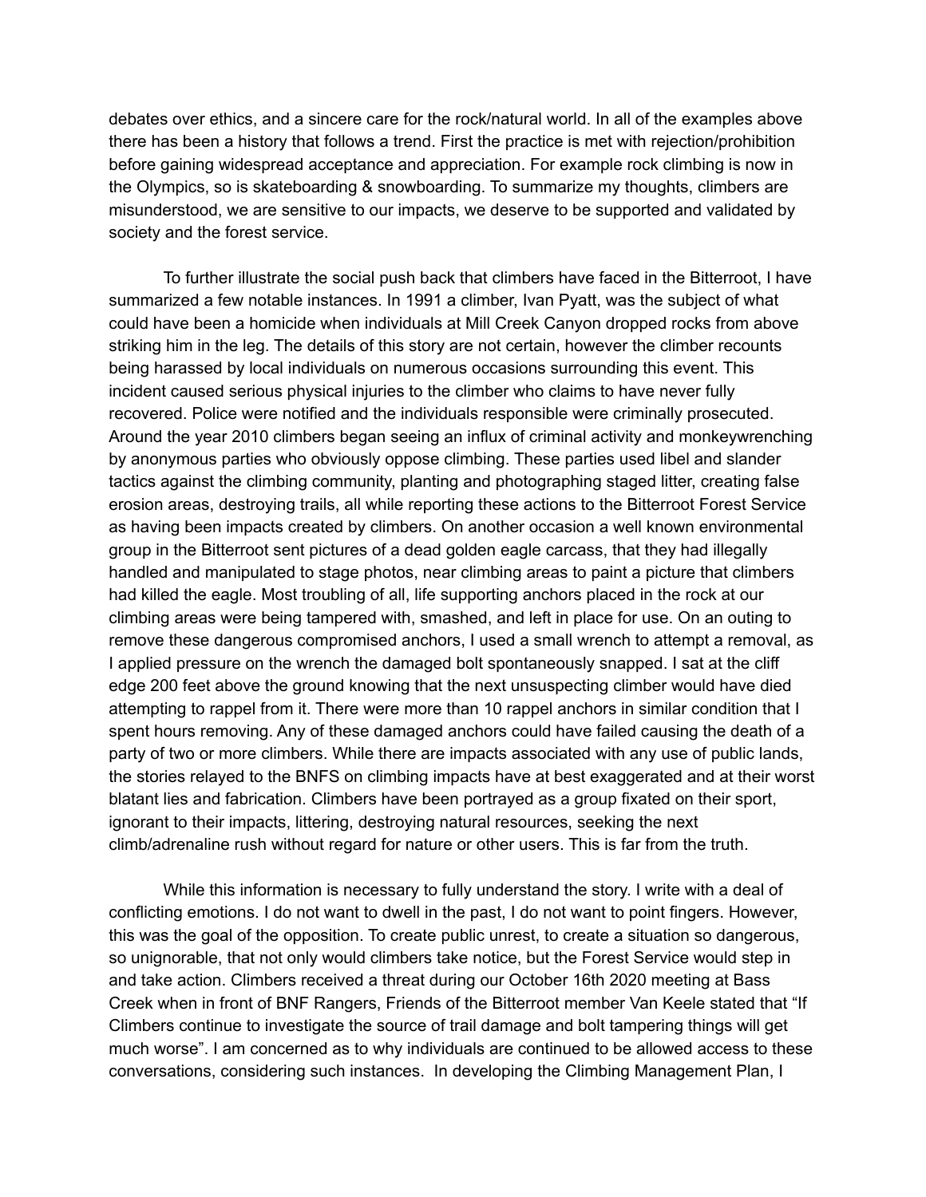debates over ethics, and a sincere care for the rock/natural world. In all of the examples above there has been a history that follows a trend. First the practice is met with rejection/prohibition before gaining widespread acceptance and appreciation. For example rock climbing is now in the Olympics, so is skateboarding & snowboarding. To summarize my thoughts, climbers are misunderstood, we are sensitive to our impacts, we deserve to be supported and validated by society and the forest service.

To further illustrate the social push back that climbers have faced in the Bitterroot, I have summarized a few notable instances. In 1991 a climber, Ivan Pyatt, was the subject of what could have been a homicide when individuals at Mill Creek Canyon dropped rocks from above striking him in the leg. The details of this story are not certain, however the climber recounts being harassed by local individuals on numerous occasions surrounding this event. This incident caused serious physical injuries to the climber who claims to have never fully recovered. Police were notified and the individuals responsible were criminally prosecuted. Around the year 2010 climbers began seeing an influx of criminal activity and monkeywrenching by anonymous parties who obviously oppose climbing. These parties used libel and slander tactics against the climbing community, planting and photographing staged litter, creating false erosion areas, destroying trails, all while reporting these actions to the Bitterroot Forest Service as having been impacts created by climbers. On another occasion a well known environmental group in the Bitterroot sent pictures of a dead golden eagle carcass, that they had illegally handled and manipulated to stage photos, near climbing areas to paint a picture that climbers had killed the eagle. Most troubling of all, life supporting anchors placed in the rock at our climbing areas were being tampered with, smashed, and left in place for use. On an outing to remove these dangerous compromised anchors, I used a small wrench to attempt a removal, as I applied pressure on the wrench the damaged bolt spontaneously snapped. I sat at the cliff edge 200 feet above the ground knowing that the next unsuspecting climber would have died attempting to rappel from it. There were more than 10 rappel anchors in similar condition that I spent hours removing. Any of these damaged anchors could have failed causing the death of a party of two or more climbers. While there are impacts associated with any use of public lands, the stories relayed to the BNFS on climbing impacts have at best exaggerated and at their worst blatant lies and fabrication. Climbers have been portrayed as a group fixated on their sport, ignorant to their impacts, littering, destroying natural resources, seeking the next climb/adrenaline rush without regard for nature or other users. This is far from the truth.

While this information is necessary to fully understand the story. I write with a deal of conflicting emotions. I do not want to dwell in the past, I do not want to point fingers. However, this was the goal of the opposition. To create public unrest, to create a situation so dangerous, so unignorable, that not only would climbers take notice, but the Forest Service would step in and take action. Climbers received a threat during our October 16th 2020 meeting at Bass Creek when in front of BNF Rangers, Friends of the Bitterroot member Van Keele stated that "If Climbers continue to investigate the source of trail damage and bolt tampering things will get much worse". I am concerned as to why individuals are continued to be allowed access to these conversations, considering such instances. In developing the Climbing Management Plan, I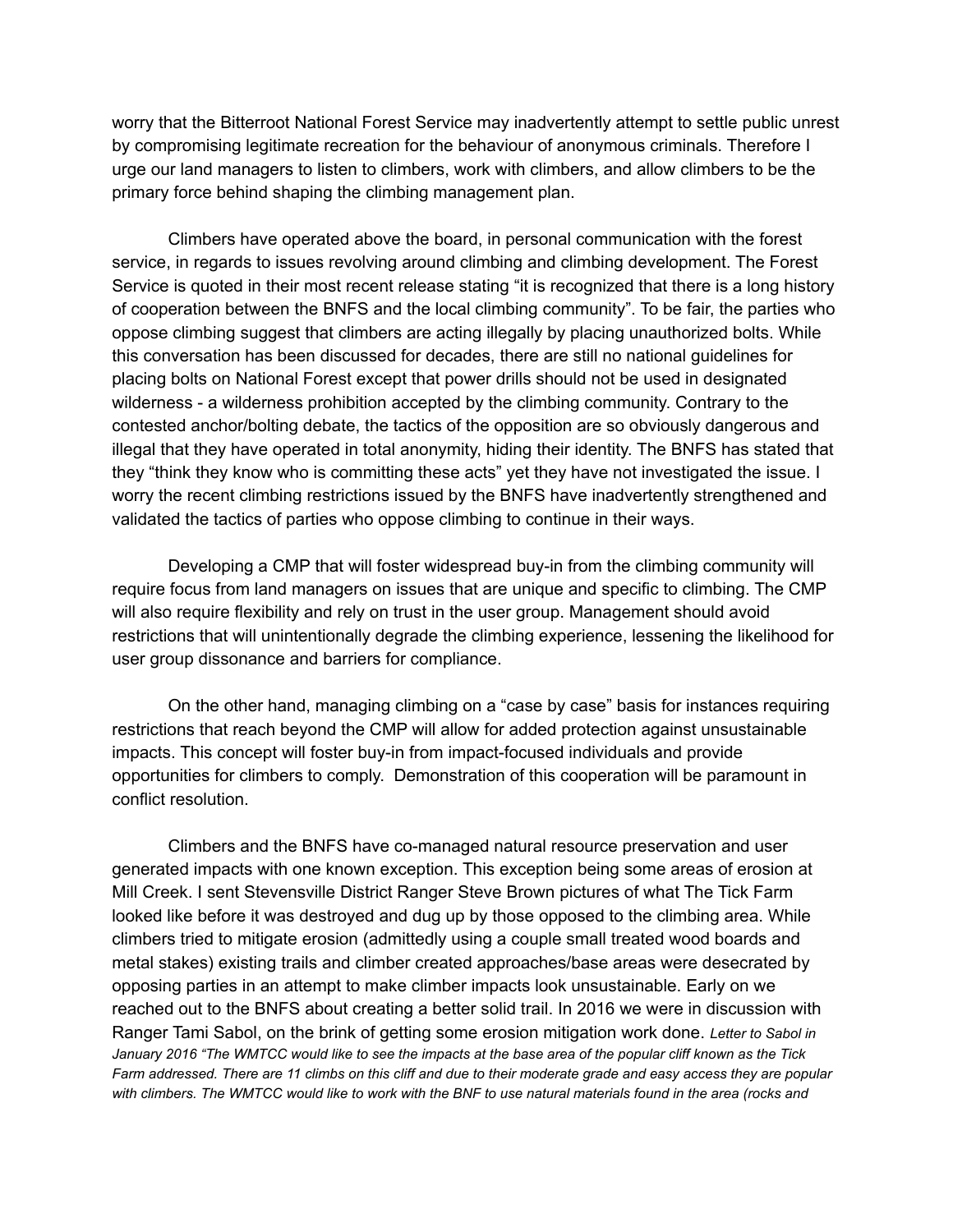worry that the Bitterroot National Forest Service may inadvertently attempt to settle public unrest by compromising legitimate recreation for the behaviour of anonymous criminals. Therefore I urge our land managers to listen to climbers, work with climbers, and allow climbers to be the primary force behind shaping the climbing management plan.

Climbers have operated above the board, in personal communication with the forest service, in regards to issues revolving around climbing and climbing development. The Forest Service is quoted in their most recent release stating "it is recognized that there is a long history of cooperation between the BNFS and the local climbing community". To be fair, the parties who oppose climbing suggest that climbers are acting illegally by placing unauthorized bolts. While this conversation has been discussed for decades, there are still no national guidelines for placing bolts on National Forest except that power drills should not be used in designated wilderness - a wilderness prohibition accepted by the climbing community. Contrary to the contested anchor/bolting debate, the tactics of the opposition are so obviously dangerous and illegal that they have operated in total anonymity, hiding their identity. The BNFS has stated that they "think they know who is committing these acts" yet they have not investigated the issue. I worry the recent climbing restrictions issued by the BNFS have inadvertently strengthened and validated the tactics of parties who oppose climbing to continue in their ways.

Developing a CMP that will foster widespread buy-in from the climbing community will require focus from land managers on issues that are unique and specific to climbing. The CMP will also require flexibility and rely on trust in the user group. Management should avoid restrictions that will unintentionally degrade the climbing experience, lessening the likelihood for user group dissonance and barriers for compliance.

On the other hand, managing climbing on a "case by case" basis for instances requiring restrictions that reach beyond the CMP will allow for added protection against unsustainable impacts. This concept will foster buy-in from impact-focused individuals and provide opportunities for climbers to comply. Demonstration of this cooperation will be paramount in conflict resolution.

Climbers and the BNFS have co-managed natural resource preservation and user generated impacts with one known exception. This exception being some areas of erosion at Mill Creek. I sent Stevensville District Ranger Steve Brown pictures of what The Tick Farm looked like before it was destroyed and dug up by those opposed to the climbing area. While climbers tried to mitigate erosion (admittedly using a couple small treated wood boards and metal stakes) existing trails and climber created approaches/base areas were desecrated by opposing parties in an attempt to make climber impacts look unsustainable. Early on we reached out to the BNFS about creating a better solid trail. In 2016 we were in discussion with Ranger Tami Sabol, on the brink of getting some erosion mitigation work done. *Letter to Sabol in January 2016 "The WMTCC would like to see the impacts at the base area of the popular cliff known as the Tick Farm addressed. There are 11 climbs on this cliff and due to their moderate grade and easy access they are popular with climbers. The WMTCC would like to work with the BNF to use natural materials found in the area (rocks and*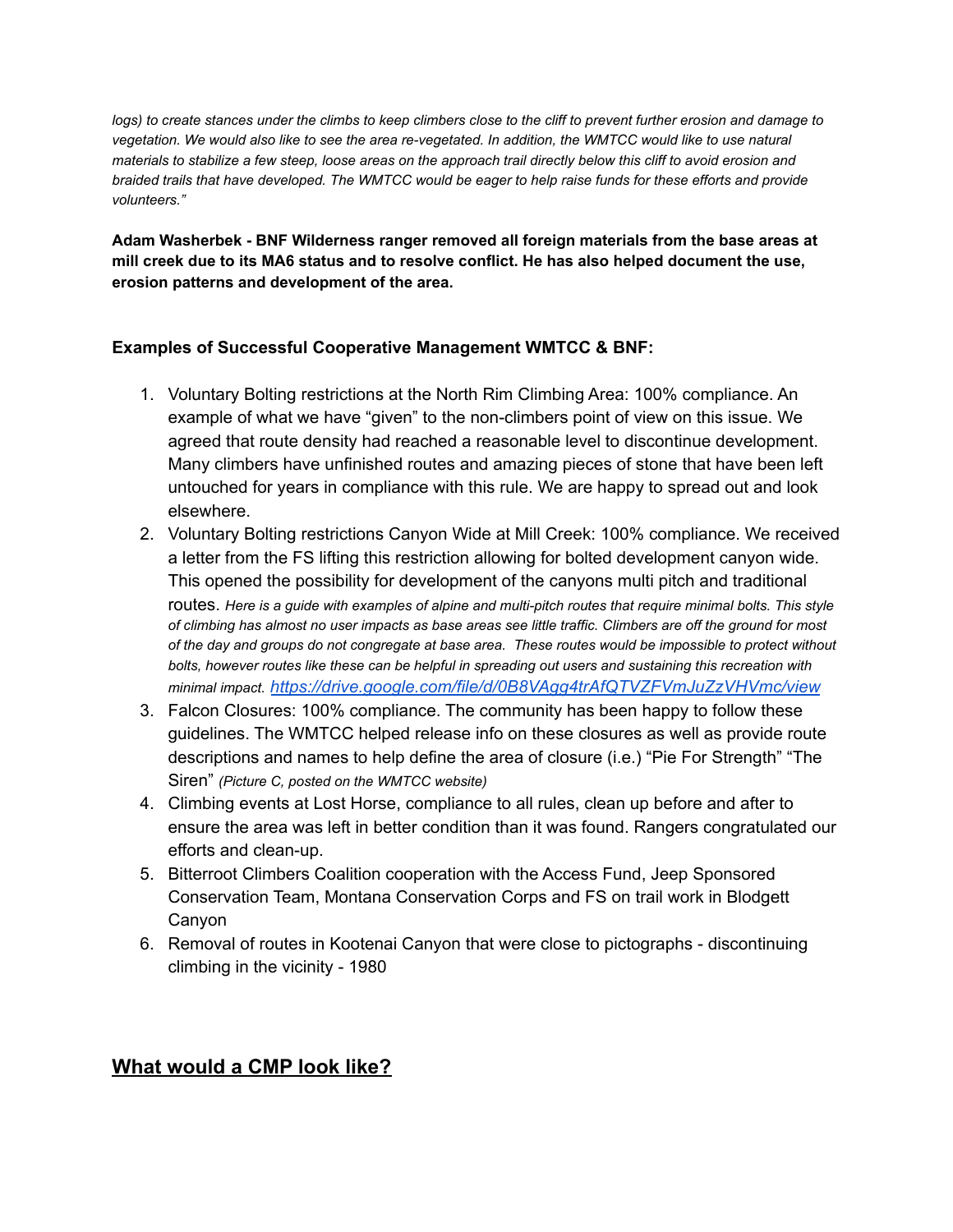*logs) to create stances under the climbs to keep climbers close to the cliff to prevent further erosion and damage to vegetation. We would also like to see the area re-vegetated. In addition, the WMTCC would like to use natural materials to stabilize a few steep, loose areas on the approach trail directly below this cliff to avoid erosion and braided trails that have developed. The WMTCC would be eager to help raise funds for these efforts and provide volunteers."*

**Adam Washerbek - BNF Wilderness ranger removed all foreign materials from the base areas at mill creek due to its MA6 status and to resolve conflict. He has also helped document the use, erosion patterns and development of the area.**

**Examples of Successful Cooperative Management WMTCC & BNF:**

1. Voluntary Bolting restrictions at the North Rim Climbing Area: 100% compliance. An example of what we have "given" to the non-climbers point of view on this issue. We agreed that route density had reached a reasonable level to discontinue development. Many climbers have unfinished routes and amazing pieces of stone that have been left untouched for years in compliance with this rule. We are happy to spread out and look elsewhere.
2. Voluntary Bolting restrictions Canyon Wide at Mill Creek: 100% compliance. We received a letter from the FS lifting this restriction allowing for bolted development canyon wide. This opened the possibility for development of the canyons multi pitch and traditional routes. *Here is a guide with examples of alpine and multi-pitch routes that require minimal bolts. This style of climbing has almost no user impacts as base areas see little traffic. Climbers are off the ground for most of the day and groups do not congregate at base area. These routes would be impossible to protect without bolts, however routes like these can be helpful in spreading out users and sustaining this recreation with minimal impact.* [https://drive.google.com/file/d/0B8VAgg4trAfQTVZFVmJuZzVHVmc/view](https://drive.google.com/file/d/0B8VAgg4trAfQTVZFVmJuZzVHVmc/view)
3. Falcon Closures: 100% compliance. The community has been happy to follow these guidelines. The WMTCC helped release info on these closures as well as provide route descriptions and names to help define the area of closure (i.e.) "Pie For Strength" "The Siren" *(Picture C, posted on the WMTCC website)*
4. Climbing events at Lost Horse, compliance to all rules, clean up before and after to ensure the area was left in better condition than it was found. Rangers congratulated our efforts and clean-up.
5. Bitterroot Climbers Coalition cooperation with the Access Fund, Jeep Sponsored Conservation Team, Montana Conservation Corps and FS on trail work in Blodgett Canyon
6. Removal of routes in Kootenai Canyon that were close to pictographs - discontinuing climbing in the vicinity - 1980

## **What would a CMP look like?**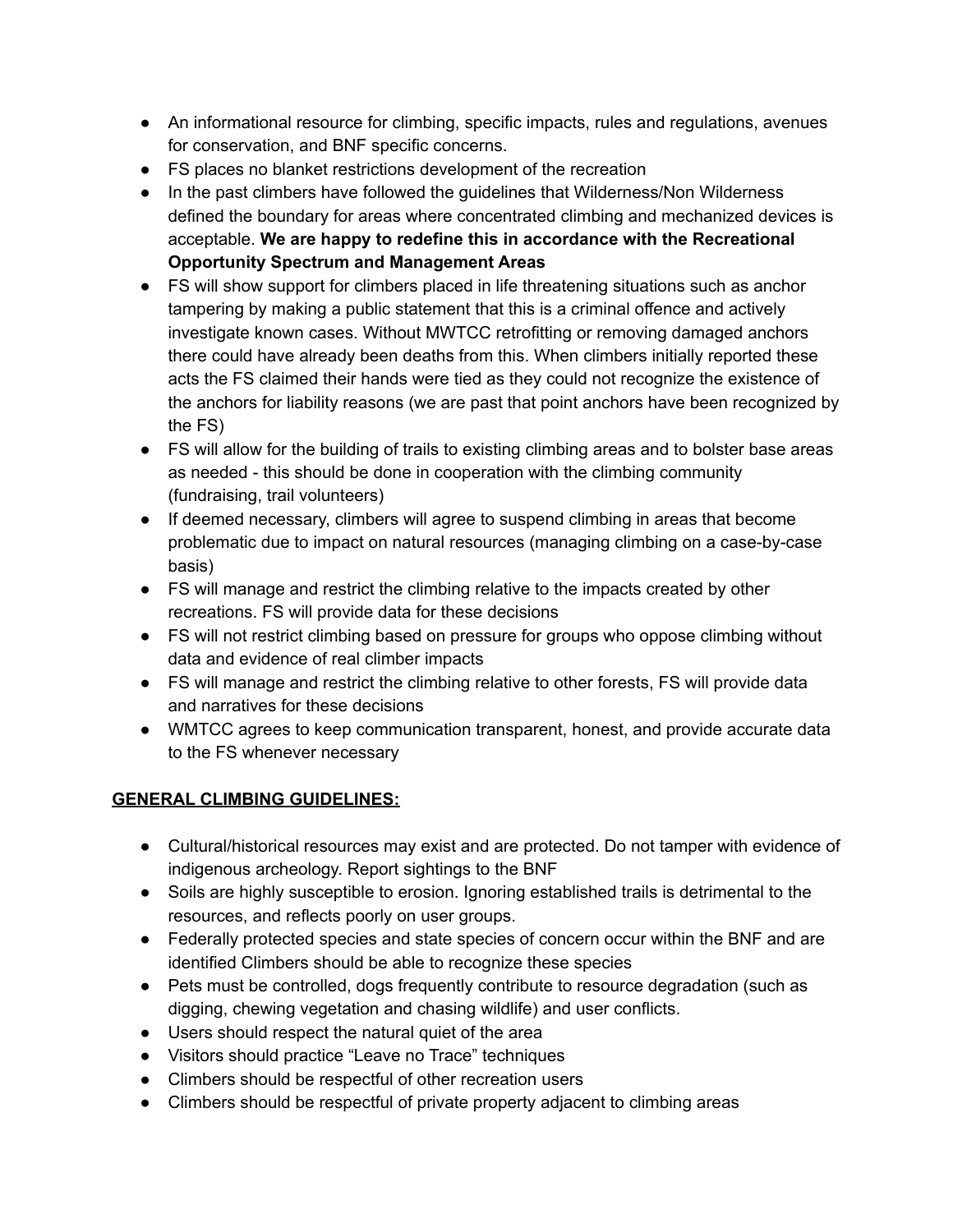- An informational resource for climbing, specific impacts, rules and regulations, avenues for conservation, and BNF specific concerns.
- FS places no blanket restrictions development of the recreation
- In the past climbers have followed the guidelines that Wilderness/Non Wilderness defined the boundary for areas where concentrated climbing and mechanized devices is acceptable. **We are happy to redefine this in accordance with the Recreational Opportunity Spectrum and Management Areas**
- FS will show support for climbers placed in life threatening situations such as anchor tampering by making a public statement that this is a criminal offence and actively investigate known cases. Without MWTCC retrofitting or removing damaged anchors there could have already been deaths from this. When climbers initially reported these acts the FS claimed their hands were tied as they could not recognize the existence of the anchors for liability reasons (we are past that point anchors have been recognized by the FS)
- FS will allow for the building of trails to existing climbing areas and to bolster base areas as needed - this should be done in cooperation with the climbing community (fundraising, trail volunteers)
- If deemed necessary, climbers will agree to suspend climbing in areas that become problematic due to impact on natural resources (managing climbing on a case-by-case basis)
- FS will manage and restrict the climbing relative to the impacts created by other recreations. FS will provide data for these decisions
- FS will not restrict climbing based on pressure for groups who oppose climbing without data and evidence of real climber impacts
- FS will manage and restrict the climbing relative to other forests, FS will provide data and narratives for these decisions
- WMTCC agrees to keep communication transparent, honest, and provide accurate data to the FS whenever necessary

## GENERAL CLIMBING GUIDELINES:

- Cultural/historical resources may exist and are protected. Do not tamper with evidence of indigenous archeology. Report sightings to the BNF
- Soils are highly susceptible to erosion. Ignoring established trails is detrimental to the resources, and reflects poorly on user groups.
- Federally protected species and state species of concern occur within the BNF and are identified Climbers should be able to recognize these species
- Pets must be controlled, dogs frequently contribute to resource degradation (such as digging, chewing vegetation and chasing wildlife) and user conflicts.
- Users should respect the natural quiet of the area
- Visitors should practice "Leave no Trace" techniques
- Climbers should be respectful of other recreation users
- Climbers should be respectful of private property adjacent to climbing areas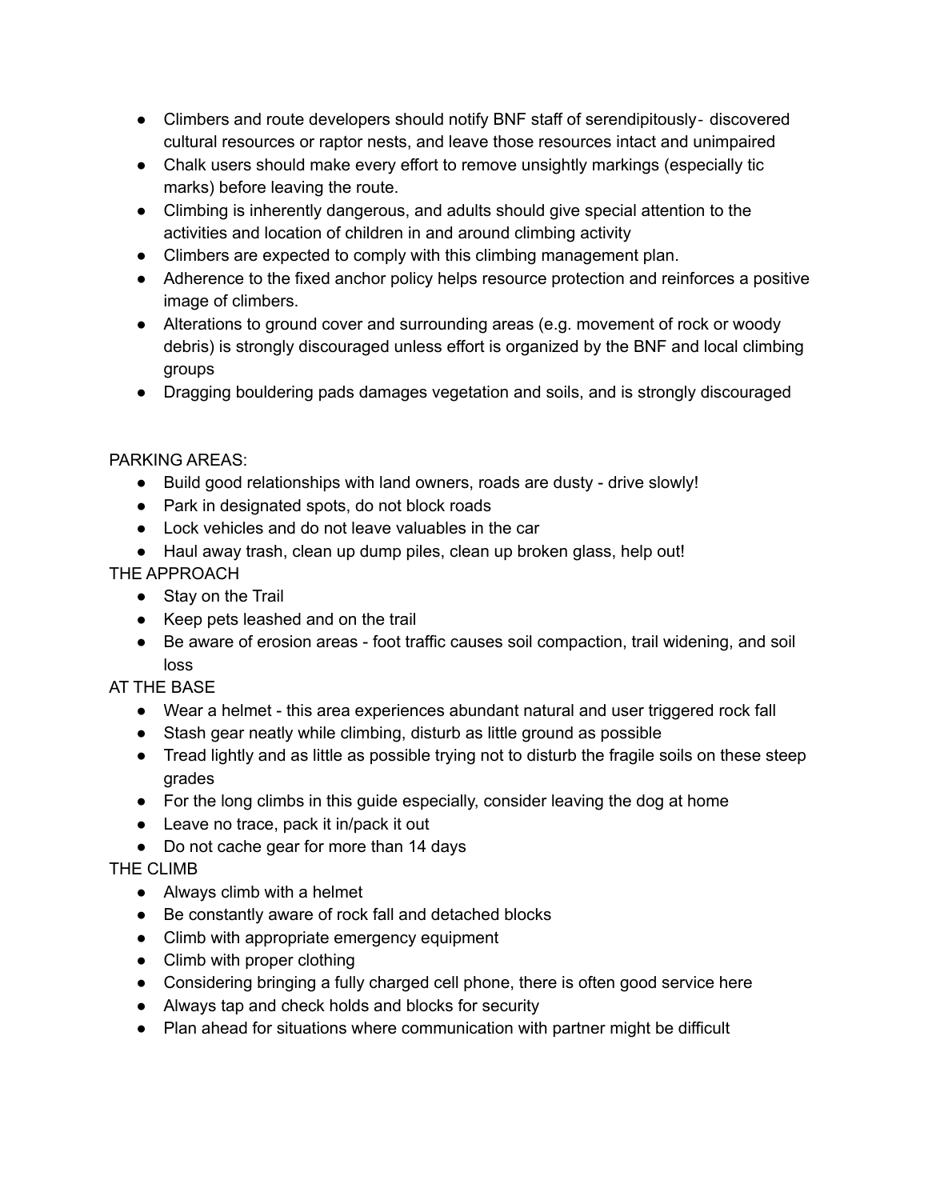- Climbers and route developers should notify BNF staff of serendipitously- discovered cultural resources or raptor nests, and leave those resources intact and unimpaired
- Chalk users should make every effort to remove unsightly markings (especially tic marks) before leaving the route.
- Climbing is inherently dangerous, and adults should give special attention to the activities and location of children in and around climbing activity
- Climbers are expected to comply with this climbing management plan.
- Adherence to the fixed anchor policy helps resource protection and reinforces a positive image of climbers.
- Alterations to ground cover and surrounding areas (e.g. movement of rock or woody debris) is strongly discouraged unless effort is organized by the BNF and local climbing groups
- Dragging bouldering pads damages vegetation and soils, and is strongly discouraged

PARKING AREAS:

- Build good relationships with land owners, roads are dusty - drive slowly!
- Park in designated spots, do not block roads
- Lock vehicles and do not leave valuables in the car
- Haul away trash, clean up dump piles, clean up broken glass, help out!

THE APPROACH

- Stay on the Trail
- Keep pets leashed and on the trail
- Be aware of erosion areas - foot traffic causes soil compaction, trail widening, and soil loss

AT THE BASE

- Wear a helmet - this area experiences abundant natural and user triggered rock fall
- Stash gear neatly while climbing, disturb as little ground as possible
- Tread lightly and as little as possible trying not to disturb the fragile soils on these steep grades
- For the long climbs in this guide especially, consider leaving the dog at home
- Leave no trace, pack it in/pack it out
- Do not cache gear for more than 14 days

THE CLIMB

- Always climb with a helmet
- Be constantly aware of rock fall and detached blocks
- Climb with appropriate emergency equipment
- Climb with proper clothing
- Considering bringing a fully charged cell phone, there is often good service here
- Always tap and check holds and blocks for security
- Plan ahead for situations where communication with partner might be difficult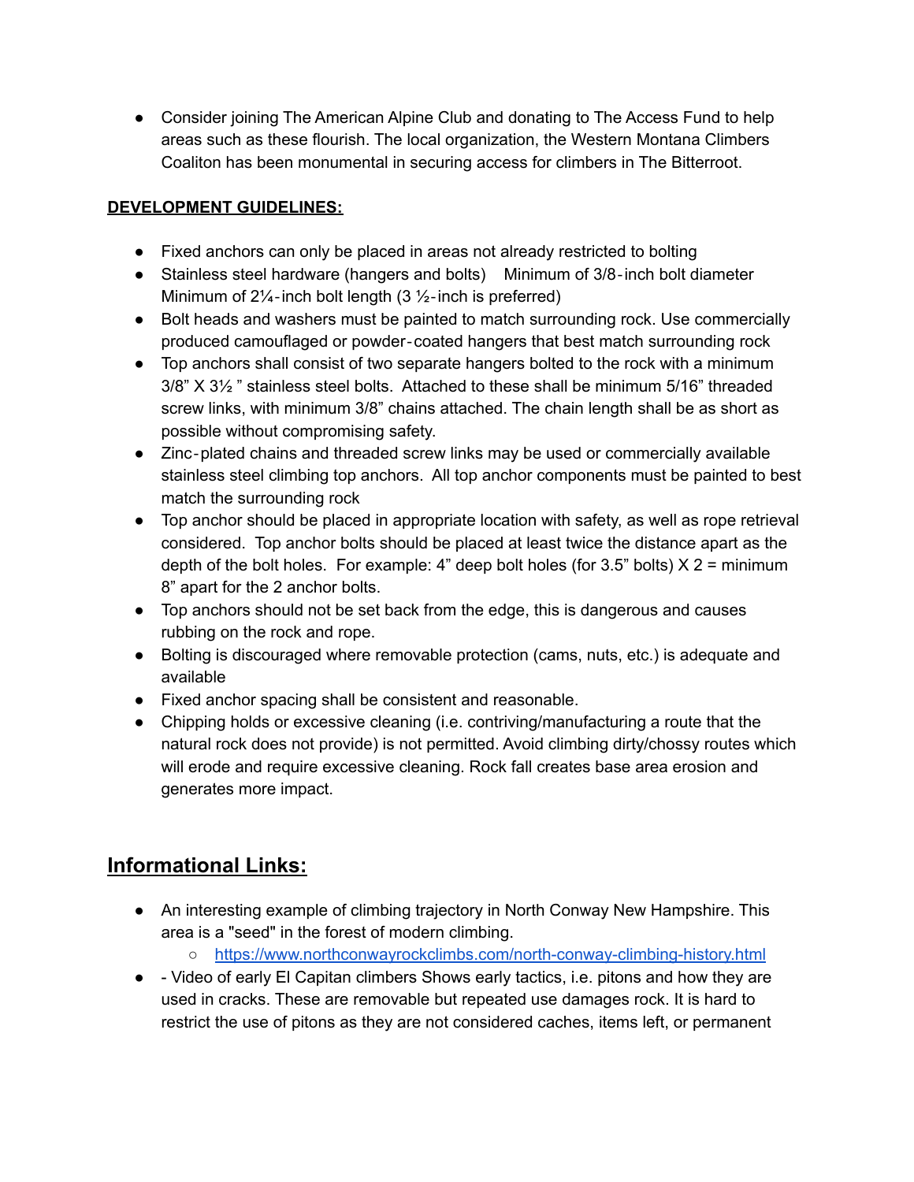- Consider joining The American Alpine Club and donating to The Access Fund to help areas such as these flourish. The local organization, the Western Montana Climbers Coaliton has been monumental in securing access for climbers in The Bitterroot.

**DEVELOPMENT GUIDELINES:**

- Fixed anchors can only be placed in areas not already restricted to bolting
- Stainless steel hardware (hangers and bolts) Minimum of 3/8-inch bolt diameter Minimum of 2¼-inch bolt length (3 ½-inch is preferred)
- Bolt heads and washers must be painted to match surrounding rock. Use commercially produced camouflaged or powder-coated hangers that best match surrounding rock
- Top anchors shall consist of two separate hangers bolted to the rock with a minimum 3/8" X 3½ " stainless steel bolts. Attached to these shall be minimum 5/16" threaded screw links, with minimum 3/8" chains attached. The chain length shall be as short as possible without compromising safety.
- Zinc-plated chains and threaded screw links may be used or commercially available stainless steel climbing top anchors. All top anchor components must be painted to best match the surrounding rock
- Top anchor should be placed in appropriate location with safety, as well as rope retrieval considered. Top anchor bolts should be placed at least twice the distance apart as the depth of the bolt holes. For example: 4" deep bolt holes (for 3.5" bolts) X 2 = minimum 8" apart for the 2 anchor bolts.
- Top anchors should not be set back from the edge, this is dangerous and causes rubbing on the rock and rope.
- Bolting is discouraged where removable protection (cams, nuts, etc.) is adequate and available
- Fixed anchor spacing shall be consistent and reasonable.
- Chipping holds or excessive cleaning (i.e. contriving/manufacturing a route that the natural rock does not provide) is not permitted. Avoid climbing dirty/chossy routes which will erode and require excessive cleaning. Rock fall creates base area erosion and generates more impact.

## Informational Links:

- An interesting example of climbing trajectory in North Conway New Hampshire. This area is a "seed" in the forest of modern climbing.
  - https://www.northconwayrockclimbs.com/north-conway-climbing-history.html
- - Video of early El Capitan climbers Shows early tactics, i.e. pitons and how they are used in cracks. These are removable but repeated use damages rock. It is hard to restrict the use of pitons as they are not considered caches, items left, or permanent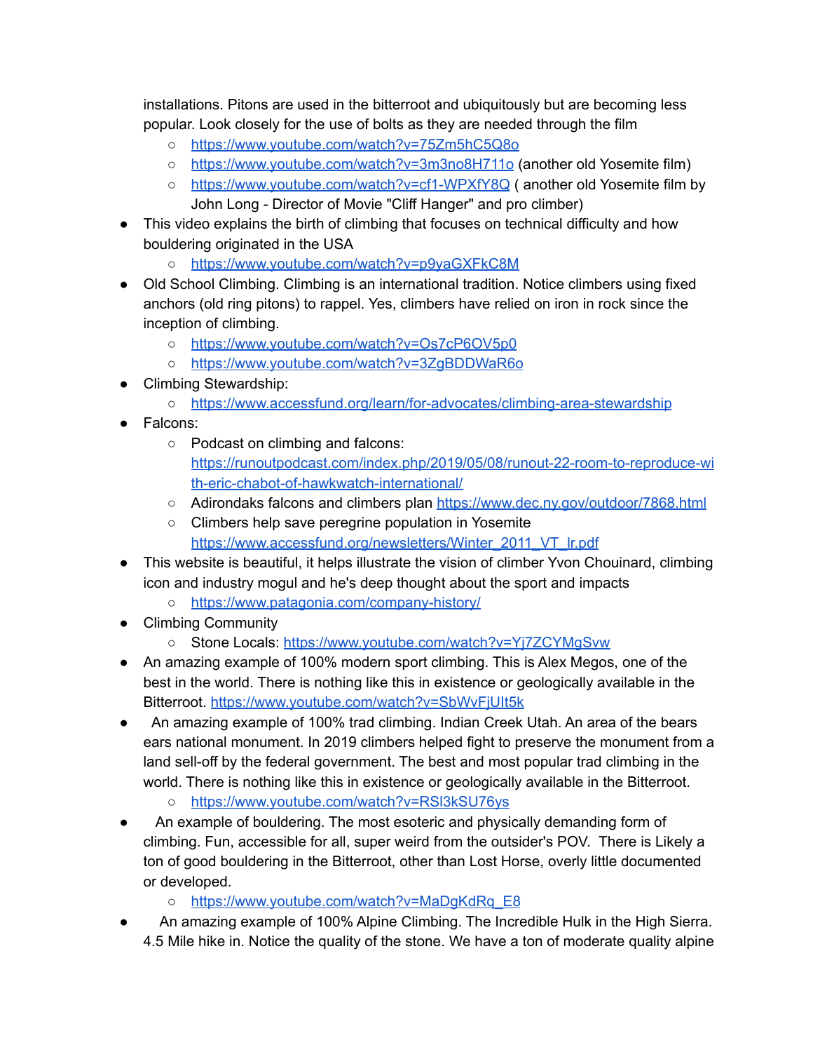installations. Pitons are used in the bitterroot and ubiquitously but are becoming less popular. Look closely for the use of bolts as they are needed through the film

    - https://www.youtube.com/watch?v=75Zm5hC5Q8o
    - https://www.youtube.com/watch?v=3m3no8H711o (another old Yosemite film)
    - https://www.youtube.com/watch?v=cf1-WPXfY8Q ( another old Yosemite film by John Long - Director of Movie "Cliff Hanger" and pro climber)

- This video explains the birth of climbing that focuses on technical difficulty and how bouldering originated in the USA
    - https://www.youtube.com/watch?v=p9yaGXFkC8M
- Old School Climbing. Climbing is an international tradition. Notice climbers using fixed anchors (old ring pitons) to rappel. Yes, climbers have relied on iron in rock since the inception of climbing.
    - https://www.youtube.com/watch?v=Os7cP6OV5p0
    - https://www.youtube.com/watch?v=3ZgBDDWaR6o
- Climbing Stewardship:
    - https://www.accessfund.org/learn/for-advocates/climbing-area-stewardship
- Falcons:
    - Podcast on climbing and falcons: https://runoutpodcast.com/index.php/2019/05/08/runout-22-room-to-reproduce-with-eric-chabot-of-hawkwatch-international/
    - Adirondaks falcons and climbers plan https://www.dec.ny.gov/outdoor/7868.html
    - Climbers help save peregrine population in Yosemite https://www.accessfund.org/newsletters/Winter_2011_VT_lr.pdf
- This website is beautiful, it helps illustrate the vision of climber Yvon Chouinard, climbing icon and industry mogul and he's deep thought about the sport and impacts
    - https://www.patagonia.com/company-history/
- Climbing Community
    - Stone Locals: https://www.youtube.com/watch?v=Yj7ZCYMgSvw
- An amazing example of 100% modern sport climbing. This is Alex Megos, one of the best in the world. There is nothing like this in existence or geologically available in the Bitterroot. https://www.youtube.com/watch?v=SbWvFjUIt5k
- An amazing example of 100% trad climbing. Indian Creek Utah. An area of the bears ears national monument. In 2019 climbers helped fight to preserve the monument from a land sell-off by the federal government. The best and most popular trad climbing in the world. There is nothing like this in existence or geologically available in the Bitterroot.
    - https://www.youtube.com/watch?v=RSl3kSU76ys
- An example of bouldering. The most esoteric and physically demanding form of climbing. Fun, accessible for all, super weird from the outsider's POV. There is Likely a ton of good bouldering in the Bitterroot, other than Lost Horse, overly little documented or developed.
    - https://www.youtube.com/watch?v=MaDgKdRq_E8
- An amazing example of 100% Alpine Climbing. The Incredible Hulk in the High Sierra. 4.5 Mile hike in. Notice the quality of the stone. We have a ton of moderate quality alpine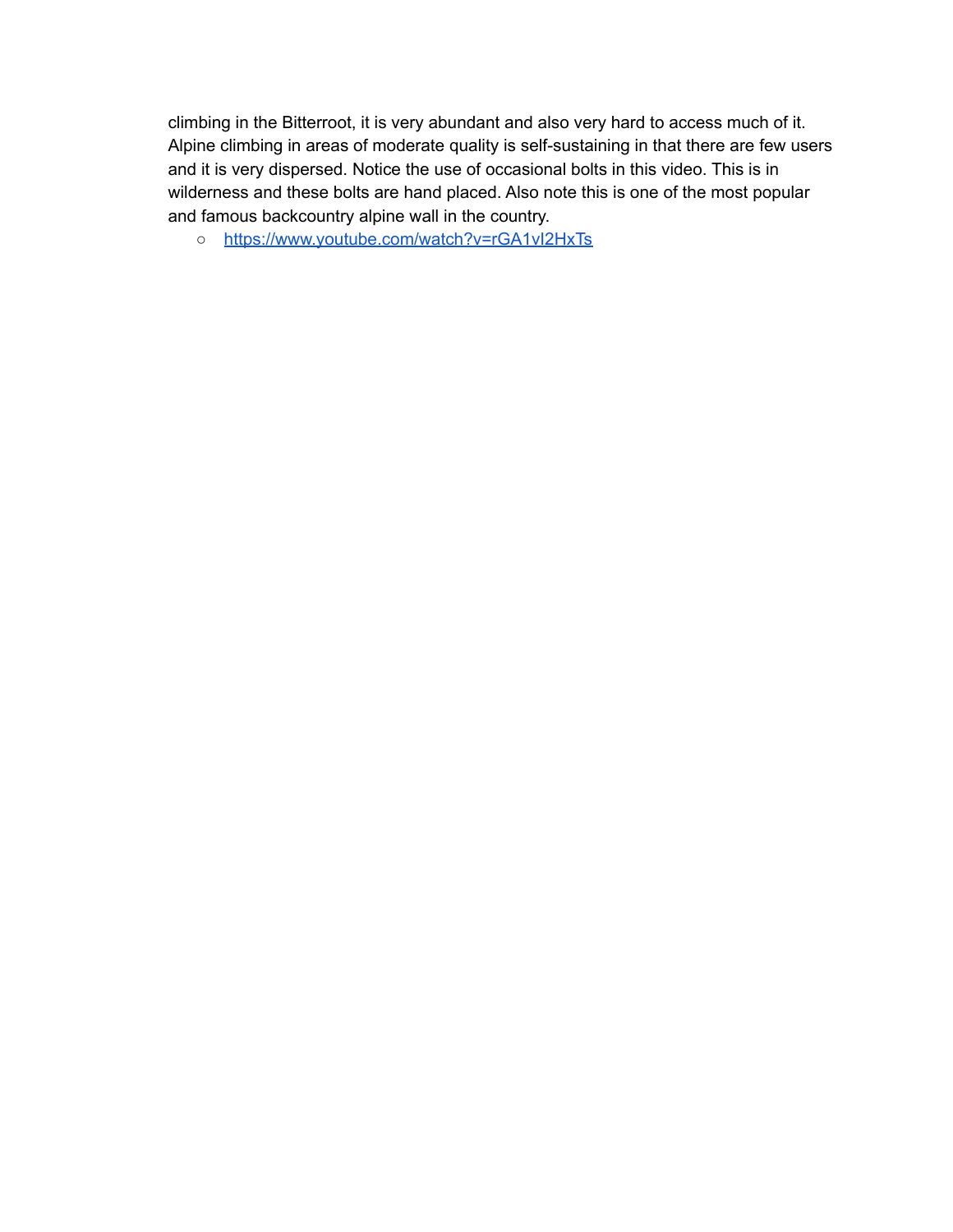climbing in the Bitterroot, it is very abundant and also very hard to access much of it. Alpine climbing in areas of moderate quality is self-sustaining in that there are few users and it is very dispersed. Notice the use of occasional bolts in this video. This is in wilderness and these bolts are hand placed. Also note this is one of the most popular and famous backcountry alpine wall in the country.

  - https://www.youtube.com/watch?v=rGA1vI2HxTs